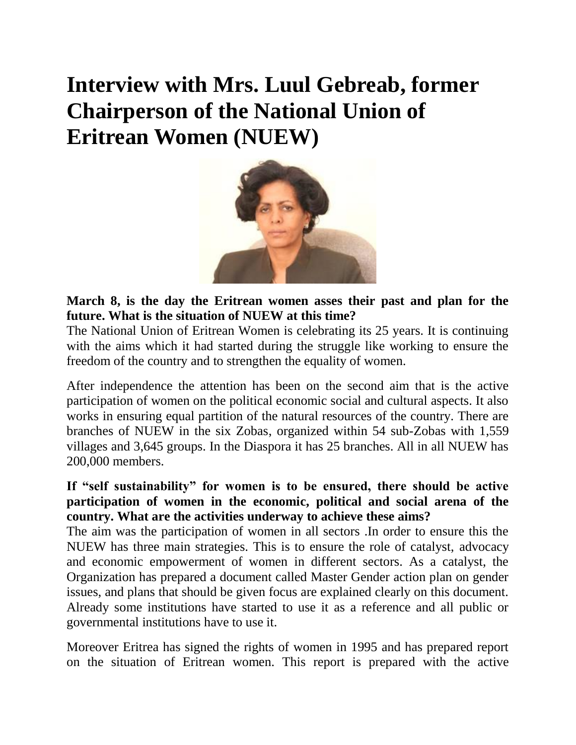# Interview with Mrs. Luul Gebreab, former Chairperson of the National Union of Eritrean Women (NUEW)

**March 8, is the day the Eritrean women asses their past and plan for the future. What is the situation of NUEW at this time?**

The National Union of Eritrean Women is celebrating its 25 years. It is continuing with the aims which it had started during the struggle like working to ensure the freedom of the country and to strengthen the equality of women.

After independence the attention has been on the second aim that is the active participation of women on the political economic social and cultural aspects. It also works in ensuring equal partition of the natural resources of the country. There are branches of NUEW in the six Zobas, organized within 54 sub-Zobas with 1,559 villages and 3,645 groups. In the Diaspora it has 25 branches. All in all NUEW has 200,000 members.

**If "self sustainability" for women is to be ensured, there should be active participation of women in the economic, political and social arena of the country. What are the activities underway to achieve these aims?**

The aim was the participation of women in all sectors .In order to ensure this the NUEW has three main strategies. This is to ensure the role of catalyst, advocacy and economic empowerment of women in different sectors. As a catalyst, the Organization has prepared a document called Master Gender action plan on gender issues, and plans that should be given focus are explained clearly on this document. Already some institutions have started to use it as a reference and all public or governmental institutions have to use it.

Moreover Eritrea has signed the rights of women in 1995 and has prepared report on the situation of Eritrean women. This report is prepared with the active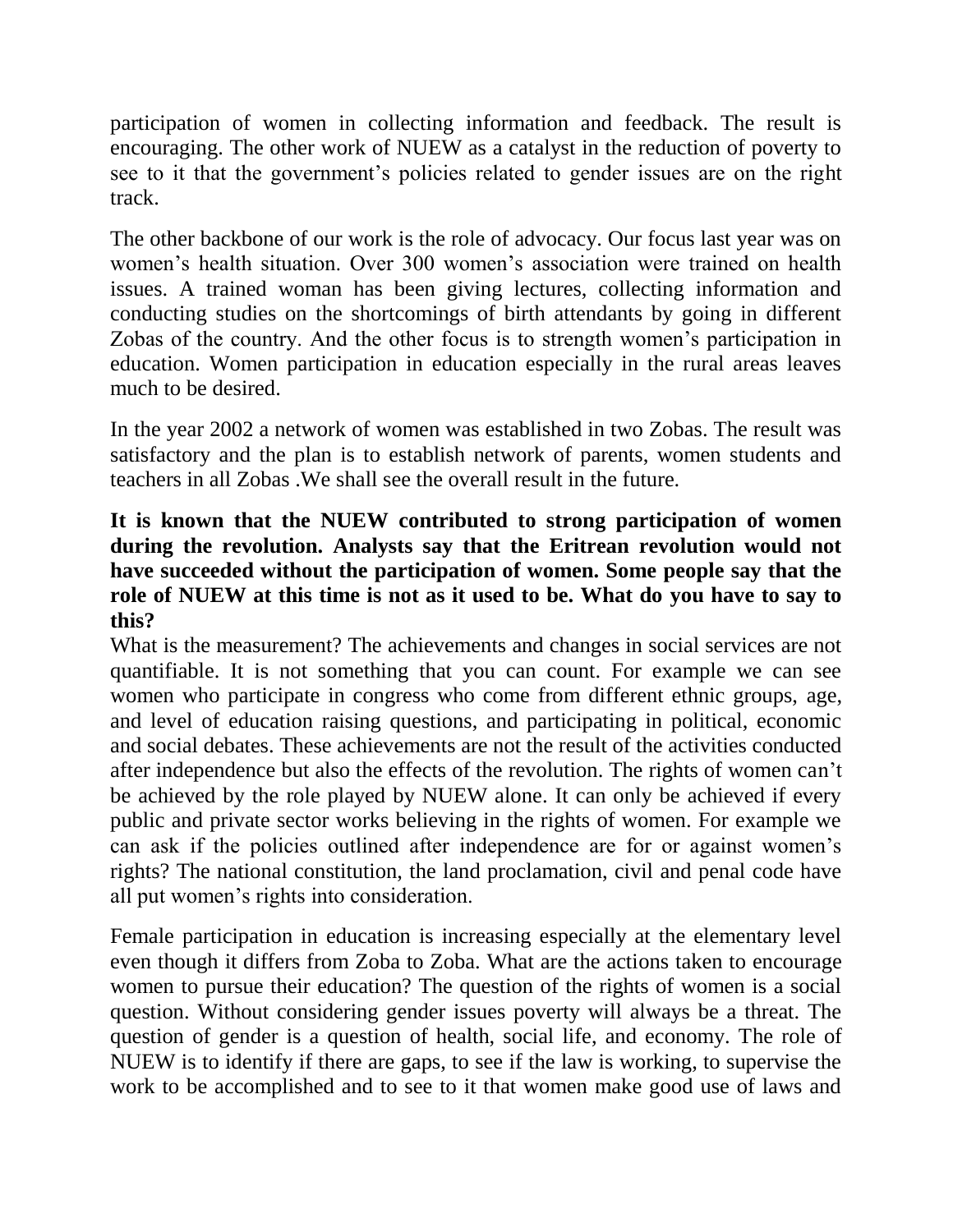participation of women in collecting information and feedback. The result is encouraging. The other work of NUEW as a catalyst in the reduction of poverty to see to it that the government's policies related to gender issues are on the right track.

The other backbone of our work is the role of advocacy. Our focus last year was on women's health situation. Over 300 women's association were trained on health issues. A trained woman has been giving lectures, collecting information and conducting studies on the shortcomings of birth attendants by going in different Zobas of the country. And the other focus is to strength women's participation in education. Women participation in education especially in the rural areas leaves much to be desired.

In the year 2002 a network of women was established in two Zobas. The result was satisfactory and the plan is to establish network of parents, women students and teachers in all Zobas .We shall see the overall result in the future.

**It is known that the NUEW contributed to strong participation of women during the revolution. Analysts say that the Eritrean revolution would not have succeeded without the participation of women. Some people say that the role of NUEW at this time is not as it used to be. What do you have to say to this?**

What is the measurement? The achievements and changes in social services are not quantifiable. It is not something that you can count. For example we can see women who participate in congress who come from different ethnic groups, age, and level of education raising questions, and participating in political, economic and social debates. These achievements are not the result of the activities conducted after independence but also the effects of the revolution. The rights of women can't be achieved by the role played by NUEW alone. It can only be achieved if every public and private sector works believing in the rights of women. For example we can ask if the policies outlined after independence are for or against women's rights? The national constitution, the land proclamation, civil and penal code have all put women's rights into consideration.

Female participation in education is increasing especially at the elementary level even though it differs from Zoba to Zoba. What are the actions taken to encourage women to pursue their education? The question of the rights of women is a social question. Without considering gender issues poverty will always be a threat. The question of gender is a question of health, social life, and economy. The role of NUEW is to identify if there are gaps, to see if the law is working, to supervise the work to be accomplished and to see to it that women make good use of laws and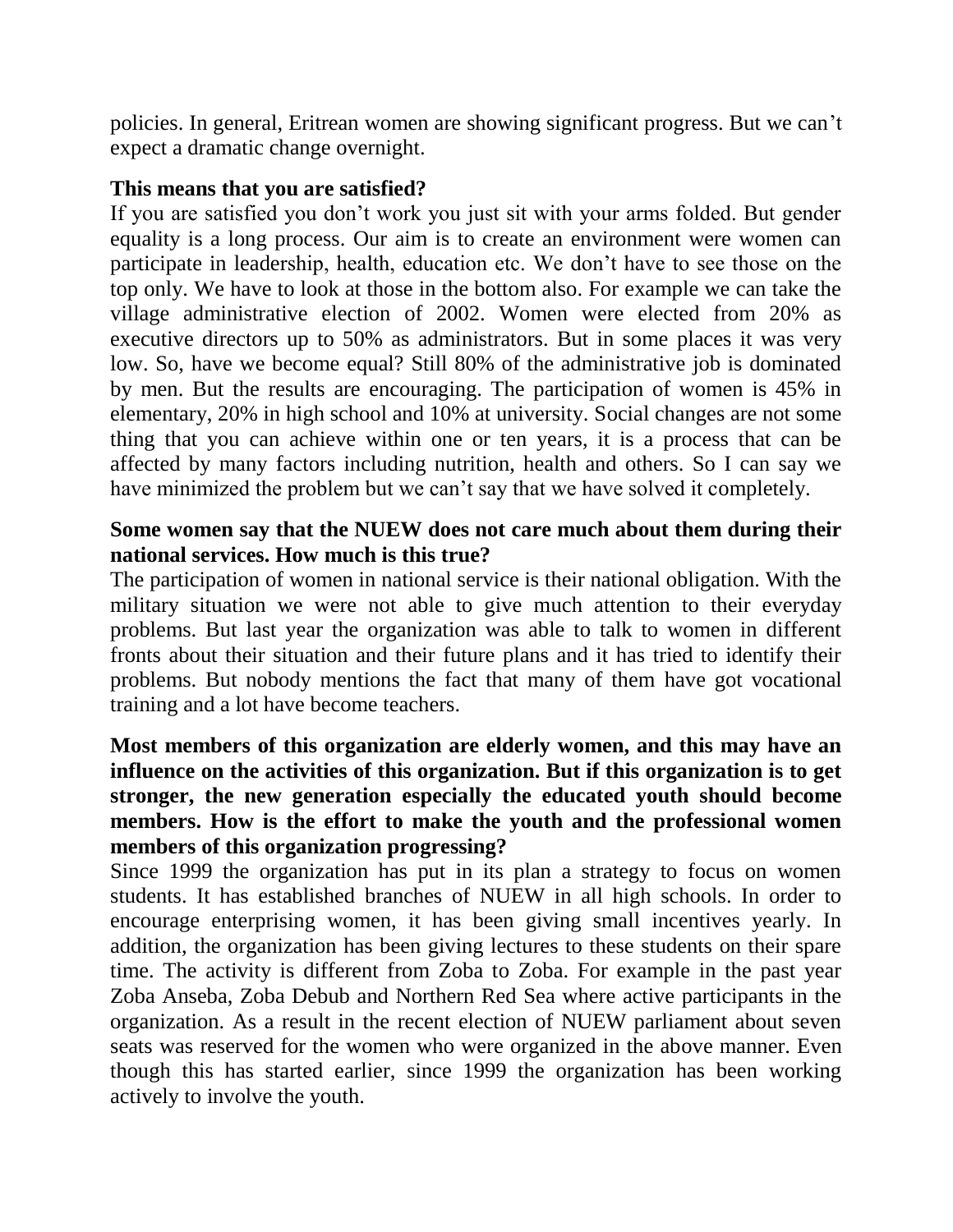policies. In general, Eritrean women are showing significant progress. But we can't expect a dramatic change overnight.

**This means that you are satisfied?**

If you are satisfied you don't work you just sit with your arms folded. But gender equality is a long process. Our aim is to create an environment were women can participate in leadership, health, education etc. We don't have to see those on the top only. We have to look at those in the bottom also. For example we can take the village administrative election of 2002. Women were elected from 20% as executive directors up to 50% as administrators. But in some places it was very low. So, have we become equal? Still 80% of the administrative job is dominated by men. But the results are encouraging. The participation of women is 45% in elementary, 20% in high school and 10% at university. Social changes are not some thing that you can achieve within one or ten years, it is a process that can be affected by many factors including nutrition, health and others. So I can say we have minimized the problem but we can't say that we have solved it completely.

**Some women say that the NUEW does not care much about them during their national services. How much is this true?**

The participation of women in national service is their national obligation. With the military situation we were not able to give much attention to their everyday problems. But last year the organization was able to talk to women in different fronts about their situation and their future plans and it has tried to identify their problems. But nobody mentions the fact that many of them have got vocational training and a lot have become teachers.

**Most members of this organization are elderly women, and this may have an influence on the activities of this organization. But if this organization is to get stronger, the new generation especially the educated youth should become members. How is the effort to make the youth and the professional women members of this organization progressing?**

Since 1999 the organization has put in its plan a strategy to focus on women students. It has established branches of NUEW in all high schools. In order to encourage enterprising women, it has been giving small incentives yearly. In addition, the organization has been giving lectures to these students on their spare time. The activity is different from Zoba to Zoba. For example in the past year Zoba Anseba, Zoba Debub and Northern Red Sea where active participants in the organization. As a result in the recent election of NUEW parliament about seven seats was reserved for the women who were organized in the above manner. Even though this has started earlier, since 1999 the organization has been working actively to involve the youth.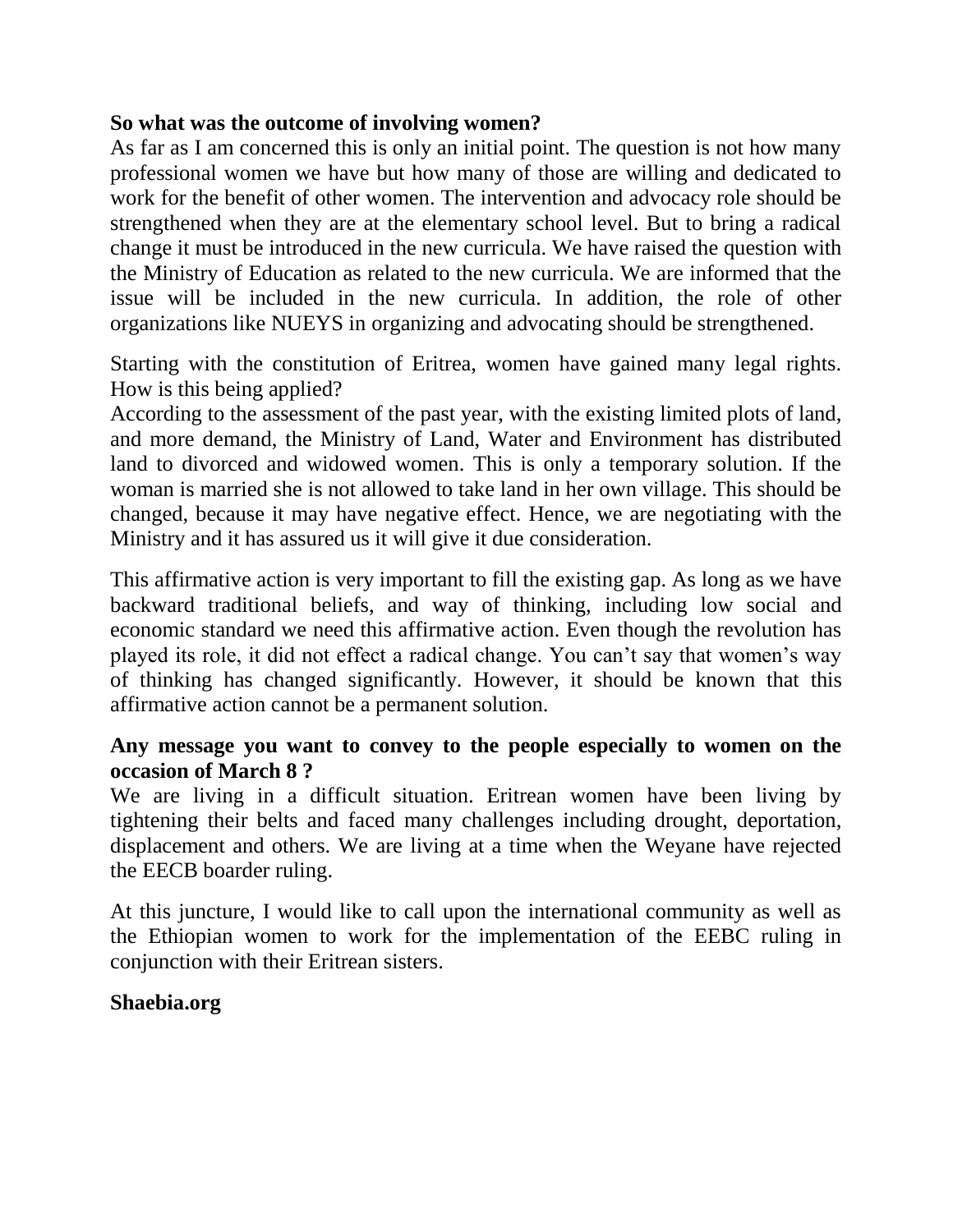**So what was the outcome of involving women?**

As far as I am concerned this is only an initial point. The question is not how many professional women we have but how many of those are willing and dedicated to work for the benefit of other women. The intervention and advocacy role should be strengthened when they are at the elementary school level. But to bring a radical change it must be introduced in the new curricula. We have raised the question with the Ministry of Education as related to the new curricula. We are informed that the issue will be included in the new curricula. In addition, the role of other organizations like NUEYS in organizing and advocating should be strengthened.

Starting with the constitution of Eritrea, women have gained many legal rights. How is this being applied?

According to the assessment of the past year, with the existing limited plots of land, and more demand, the Ministry of Land, Water and Environment has distributed land to divorced and widowed women. This is only a temporary solution. If the woman is married she is not allowed to take land in her own village. This should be changed, because it may have negative effect. Hence, we are negotiating with the Ministry and it has assured us it will give it due consideration.

This affirmative action is very important to fill the existing gap. As long as we have backward traditional beliefs, and way of thinking, including low social and economic standard we need this affirmative action. Even though the revolution has played its role, it did not effect a radical change. You can't say that women's way of thinking has changed significantly. However, it should be known that this affirmative action cannot be a permanent solution.

**Any message you want to convey to the people especially to women on the occasion of March 8 ?**

We are living in a difficult situation. Eritrean women have been living by tightening their belts and faced many challenges including drought, deportation, displacement and others. We are living at a time when the Weyane have rejected the EECB boarder ruling.

At this juncture, I would like to call upon the international community as well as the Ethiopian women to work for the implementation of the EEBC ruling in conjunction with their Eritrean sisters.

**Shaebia.org**